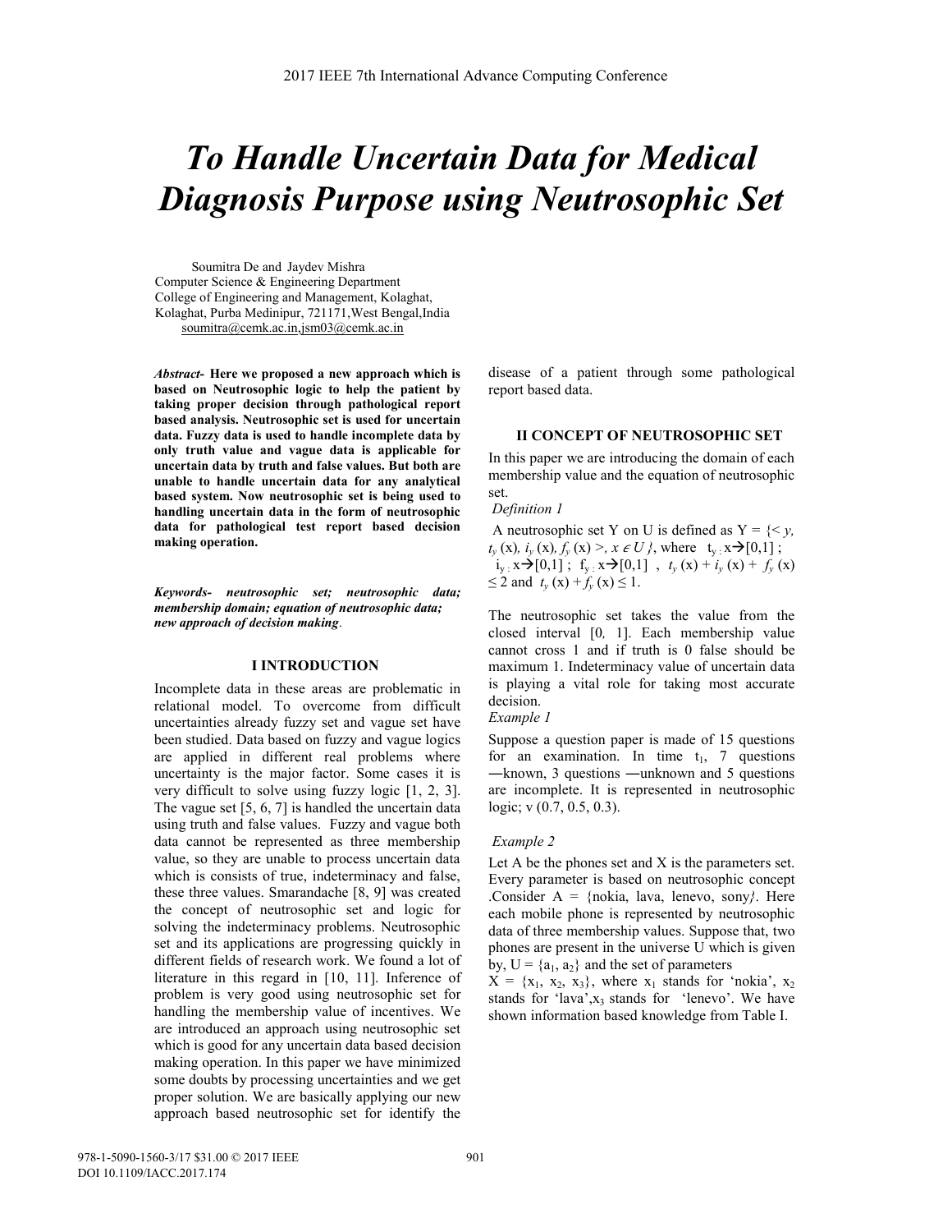# *To Handle Uncertain Data for Medical Diagnosis Purpose using Neutrosophic Set*

Soumitra De and Jaydev Mishra
Computer Science & Engineering Department
College of Engineering and Management, Kolaghat,
Kolaghat, Purba Medinipur, 721171,West Bengal,India
soumitra@cemk.ac.in,jsm03@cemk.ac.in

***Abstract*- Here we proposed a new approach which is based on Neutrosophic logic to help the patient by taking proper decision through pathological report based analysis. Neutrosophic set is used for uncertain data. Fuzzy data is used to handle incomplete data by only truth value and vague data is applicable for uncertain data by truth and false values. But both are unable to handle uncertain data for any analytical based system. Now neutrosophic set is being used to handling uncertain data in the form of neutrosophic data for pathological test report based decision making operation.**

***Keywords- neutrosophic set; neutrosophic data; membership domain; equation of neutrosophic data; new approach of decision making*.**

## I INTRODUCTION

Incomplete data in these areas are problematic in relational model. To overcome from difficult uncertainties already fuzzy set and vague set have been studied. Data based on fuzzy and vague logics are applied in different real problems where uncertainty is the major factor. Some cases it is very difficult to solve using fuzzy logic [1, 2, 3]. The vague set [5, 6, 7] is handled the uncertain data using truth and false values. Fuzzy and vague both data cannot be represented as three membership value, so they are unable to process uncertain data which is consists of true, indeterminacy and false, these three values. Smarandache [8, 9] was created the concept of neutrosophic set and logic for solving the indeterminacy problems. Neutrosophic set and its applications are progressing quickly in different fields of research work. We found a lot of literature in this regard in [10, 11]. Inference of problem is very good using neutrosophic set for handling the membership value of incentives. We are introduced an approach using neutrosophic set which is good for any uncertain data based decision making operation. In this paper we have minimized some doubts by processing uncertainties and we get proper solution. We are basically applying our new approach based neutrosophic set for identify the disease of a patient through some pathological report based data.

## II CONCEPT OF NEUTROSOPHIC SET

In this paper we are introducing the domain of each membership value and the equation of neutrosophic set.

*Definition 1*

A neutrosophic set Y on U is defined as $Y = \{< y, t_y(x), i_y(x), f_y(x) >, x \in U\}$, where $t_{y}: x \rightarrow [0,1]$ ; $i_{y}: x \rightarrow [0,1]$ ; $f_{y}: x \rightarrow [0,1]$ , $t_y(x) + i_y(x) + f_y(x) \leq 2$ and $t_y(x) + f_y(x) \leq 1$.

The neutrosophic set takes the value from the closed interval [0, 1]. Each membership value cannot cross 1 and if truth is 0 false should be maximum 1. Indeterminacy value of uncertain data is playing a vital role for taking most accurate decision.

*Example 1*

Suppose a question paper is made of 15 questions for an examination. In time $t_1$, 7 questions ―known, 3 questions ―unknown and 5 questions are incomplete. It is represented in neutrosophic logic; v (0.7, 0.5, 0.3).

*Example 2*

Let A be the phones set and X is the parameters set. Every parameter is based on neutrosophic concept .Consider A = {nokia, lava, lenevo, sony}. Here each mobile phone is represented by neutrosophic data of three membership values. Suppose that, two phones are present in the universe U which is given by, $U = \{a_1, a_2\}$ and the set of parameters $X = \{x_1, x_2, x_3\}$, where $x_1$ stands for 'nokia', $x_2$ stands for 'lava',$x_3$ stands for 'lenevo'. We have shown information based knowledge from Table I.

978-1-5090-1560-3/17 $31.00 © 2017 IEEE
DOI 10.1109/IACC.2017.174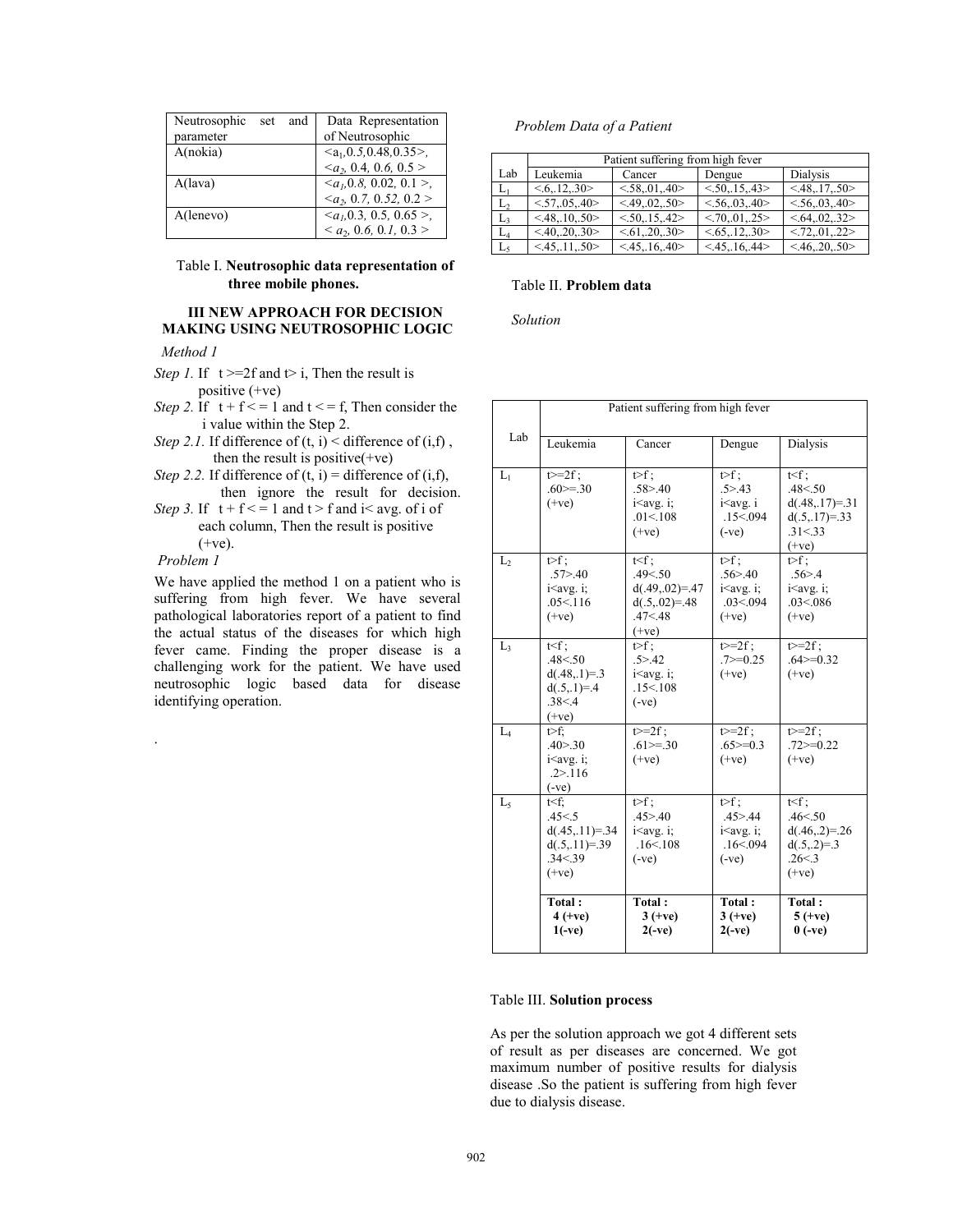| Neutrosophic set and parameter | Data Representation of Neutrosophic |
|---|---|
| A(nokia) | $<a_1, 0.5, 0.48, 0.35>$, $<a_2, 0.4, 0.6, 0.5>$ |
| A(lava) | $<a_1, 0.8, 0.02, 0.1>$, $<a_2, 0.7, 0.52, 0.2>$ |
| A(lenevo) | $<a_1, 0.3, 0.5, 0.65>$, $<a_2, 0.6, 0.1, 0.3>$ |

Table I. **Neutrosophic data representation of three mobile phones.**

## III NEW APPROACH FOR DECISION MAKING USING NEUTROSOPHIC LOGIC

*Method 1*

*Step 1.* If t >=2f and t> i, Then the result is positive (+ve)

*Step 2.* If t + f < = 1 and t < = f, Then consider the i value within the Step 2.

*Step 2.1.* If difference of (t, i) < difference of (i,f) , then the result is positive(+ve)

*Step 2.2.* If difference of (t, i) = difference of (i,f), then ignore the result for decision.

*Step 3.* If t + f < = 1 and t > f and i< avg. of i of each column, Then the result is positive (+ve).

*Problem 1*

We have applied the method 1 on a patient who is suffering from high fever. We have several pathological laboratories report of a patient to find the actual status of the diseases for which high fever came. Finding the proper disease is a challenging work for the patient. We have used neutrosophic logic based data for disease identifying operation.

.

*Problem Data of a Patient*

| Lab | Patient suffering from high fever | | | |
|---|---|---|---|---|
| | Leukemia | Cancer | Dengue | Dialysis |
| $L_1$ | <.6,.12,.30> | <.58,.01,.40> | <.50,.15,.43> | <.48,.17,.50> |
| $L_2$ | <.57,.05,.40> | <.49,.02,.50> | <.56,.03,.40> | <.56,.03,.40> |
| $L_3$ | <.48,.10,.50> | <.50,.15,.42> | <.70,.01,.25> | <.64,.02,.32> |
| $L_4$ | <.40,.20,.30> | <.61,.20,.30> | <.65,.12,.30> | <.72,.01,.22> |
| $L_5$ | <.45,.11,.50> | <.45,.16,.40> | <.45,.16,.44> | <.46,.20,.50> |

Table II. **Problem data**

*Solution*

| Lab | Patient suffering from high fever | | | |
|---|---|---|---|---|
| | Leukemia | Cancer | Dengue | Dialysis |
| $L_1$ | t>=2f ; .60>=.30 (+ve) | t>f ; .58>.40 i<avg. i; .01<.108 (+ve) | t>f ; .5>.43 i<avg. i .15<.094 (-ve) | t<f ; .48<.50 d(.48,.17)=.31 d(.5,.17)=.33 .31<.33 (+ve) |
| $L_2$ | t>f ; .57>.40 i<avg. i; .05<.116 (+ve) | t<f ; .49<.50 d(.49,.02)=.47 d(.5,.02)=.48 .47<.48 (+ve) | t>f ; .56>.40 i<avg. i; .03<.094 (+ve) | t>f ; .56>.4 i<avg. i; .03<.086 (+ve) |
| $L_3$ | t<f ; .48<.50 d(.48,.1)=.3 d(.5,.1)=.4 .38<.4 (+ve) | t>f ; .5>.42 i<avg. i; .15<.108 (-ve) | t>=2f ; .7>=0.25 (+ve) | t>=2f ; .64>=0.32 (+ve) |
| $L_4$ | t>f; .40>.30 i<avg. i; .2>.116 (-ve) | t>=2f ; .61>=.30 (+ve) | t>=2f ; .65>=0.3 (+ve) | t>=2f ; .72>=0.22 (+ve) |
| $L_5$ | t<f; .45<.5 d(.45,.11)=.34 d(.5,.11)=.39 .34<.39 (+ve) | t>f ; .45>.40 i<avg. i; .16<.108 (-ve) | t>f ; .45>.44 i<avg. i; .16<.094 (-ve) | t<f ; .46<.50 d(.46,.2)=.26 d(.5,.2)=.3 .26<.3 (+ve) |
| | **Total : 4 (+ve) 1(-ve)** | **Total : 3 (+ve) 2(-ve)** | **Total : 3 (+ve) 2(-ve)** | **Total : 5 (+ve) 0 (-ve)** |

Table III. **Solution process**

As per the solution approach we got 4 different sets of result as per diseases are concerned. We got maximum number of positive results for dialysis disease .So the patient is suffering from high fever due to dialysis disease.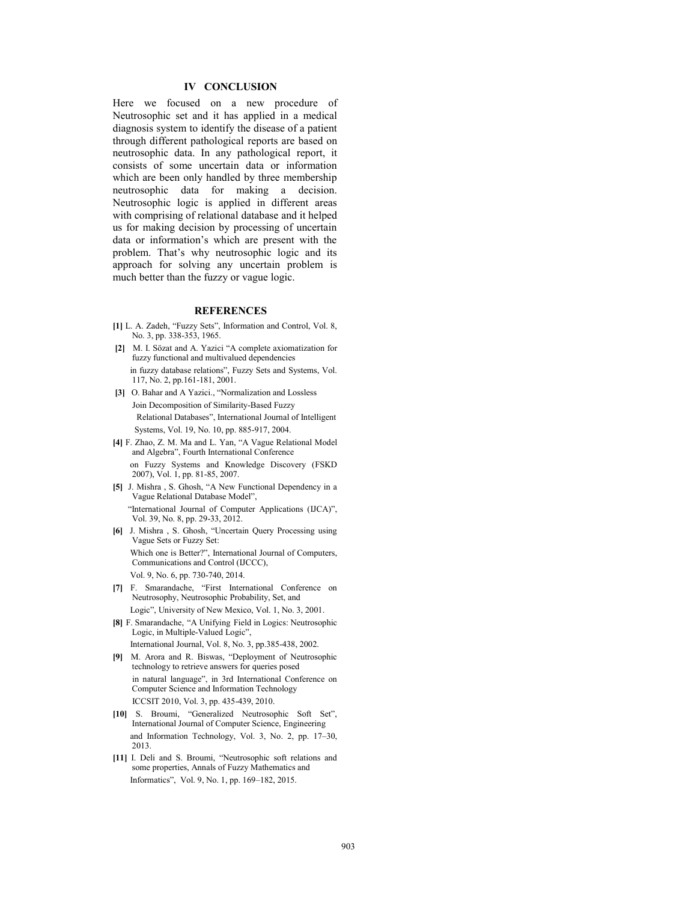## IV CONCLUSION

Here we focused on a new procedure of Neutrosophic set and it has applied in a medical diagnosis system to identify the disease of a patient through different pathological reports are based on neutrosophic data. In any pathological report, it consists of some uncertain data or information which are been only handled by three membership neutrosophic data for making a decision. Neutrosophic logic is applied in different areas with comprising of relational database and it helped us for making decision by processing of uncertain data or information's which are present with the problem. That's why neutrosophic logic and its approach for solving any uncertain problem is much better than the fuzzy or vague logic.

## REFERENCES

**[1]** L. A. Zadeh, "Fuzzy Sets", Information and Control, Vol. 8, No. 3, pp. 338-353, 1965.

**[2]** M. I. Sözat and A. Yazici "A complete axiomatization for fuzzy functional and multivalued dependencies in fuzzy database relations", Fuzzy Sets and Systems, Vol. 117, No. 2, pp.161-181, 2001.

**[3]** O. Bahar and A Yazici., "Normalization and Lossless Join Decomposition of Similarity-Based Fuzzy Relational Databases", International Journal of Intelligent Systems, Vol. 19, No. 10, pp. 885-917, 2004.

**[4]** F. Zhao, Z. M. Ma and L. Yan, "A Vague Relational Model and Algebra", Fourth International Conference on Fuzzy Systems and Knowledge Discovery (FSKD 2007), Vol. 1, pp. 81-85, 2007.

**[5]** J. Mishra , S. Ghosh, "A New Functional Dependency in a Vague Relational Database Model", "International Journal of Computer Applications (IJCA)", Vol. 39, No. 8, pp. 29-33, 2012.

**[6]** J. Mishra , S. Ghosh, "Uncertain Query Processing using Vague Sets or Fuzzy Set: Which one is Better?", International Journal of Computers, Communications and Control (IJCCC), Vol. 9, No. 6, pp. 730-740, 2014.

**[7]** F. Smarandache, "First International Conference on Neutrosophy, Neutrosophic Probability, Set, and Logic", University of New Mexico, Vol. 1, No. 3, 2001.

**[8]** F. Smarandache, "A Unifying Field in Logics: Neutrosophic Logic, in Multiple-Valued Logic", International Journal, Vol. 8, No. 3, pp.385-438, 2002.

**[9]** M. Arora and R. Biswas, "Deployment of Neutrosophic technology to retrieve answers for queries posed in natural language", in 3rd International Conference on Computer Science and Information Technology ICCSIT 2010, Vol. 3, pp. 435-439, 2010.

**[10]** S. Broumi, "Generalized Neutrosophic Soft Set", International Journal of Computer Science, Engineering and Information Technology, Vol. 3, No. 2, pp. 17–30, 2013.

**[11]** I. Deli and S. Broumi, "Neutrosophic soft relations and some properties, Annals of Fuzzy Mathematics and Informatics", Vol. 9, No. 1, pp. 169–182, 2015.